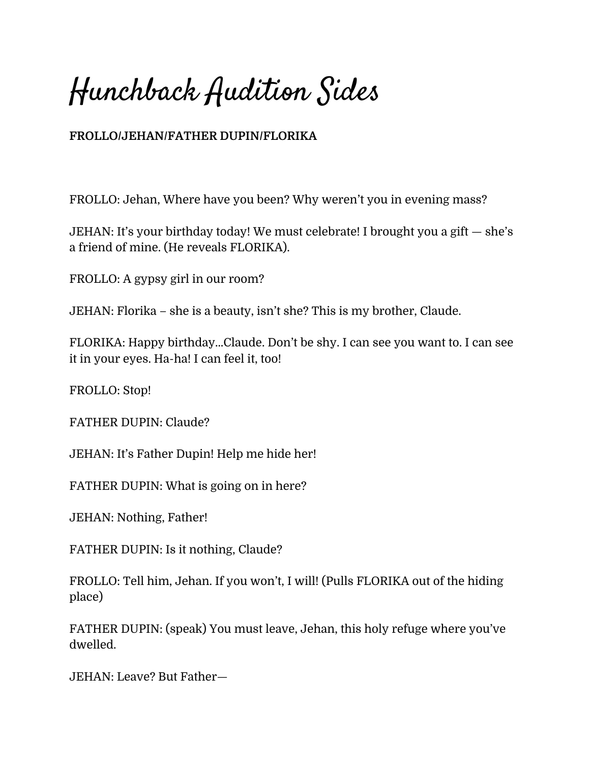# Hunchback Audition Sides

**FROLLO/JEHAN/FATHER DUPIN/FLORIKA**

FROLLO: Jehan, Where have you been? Why weren't you in evening mass?

JEHAN: It's your birthday today! We must celebrate! I brought you a gift — she's a friend of mine. (He reveals FLORIKA).

FROLLO: A gypsy girl in our room?

JEHAN: Florika – she is a beauty, isn't she? This is my brother, Claude.

FLORIKA: Happy birthday...Claude. Don't be shy. I can see you want to. I can see it in your eyes. Ha-ha! I can feel it, too!

FROLLO: Stop!

FATHER DUPIN: Claude?

JEHAN: It's Father Dupin! Help me hide her!

FATHER DUPIN: What is going on in here?

JEHAN: Nothing, Father!

FATHER DUPIN: Is it nothing, Claude?

FROLLO: Tell him, Jehan. If you won't, I will! (Pulls FLORIKA out of the hiding place)

FATHER DUPIN: (speak) You must leave, Jehan, this holy refuge where you've dwelled.

JEHAN: Leave? But Father—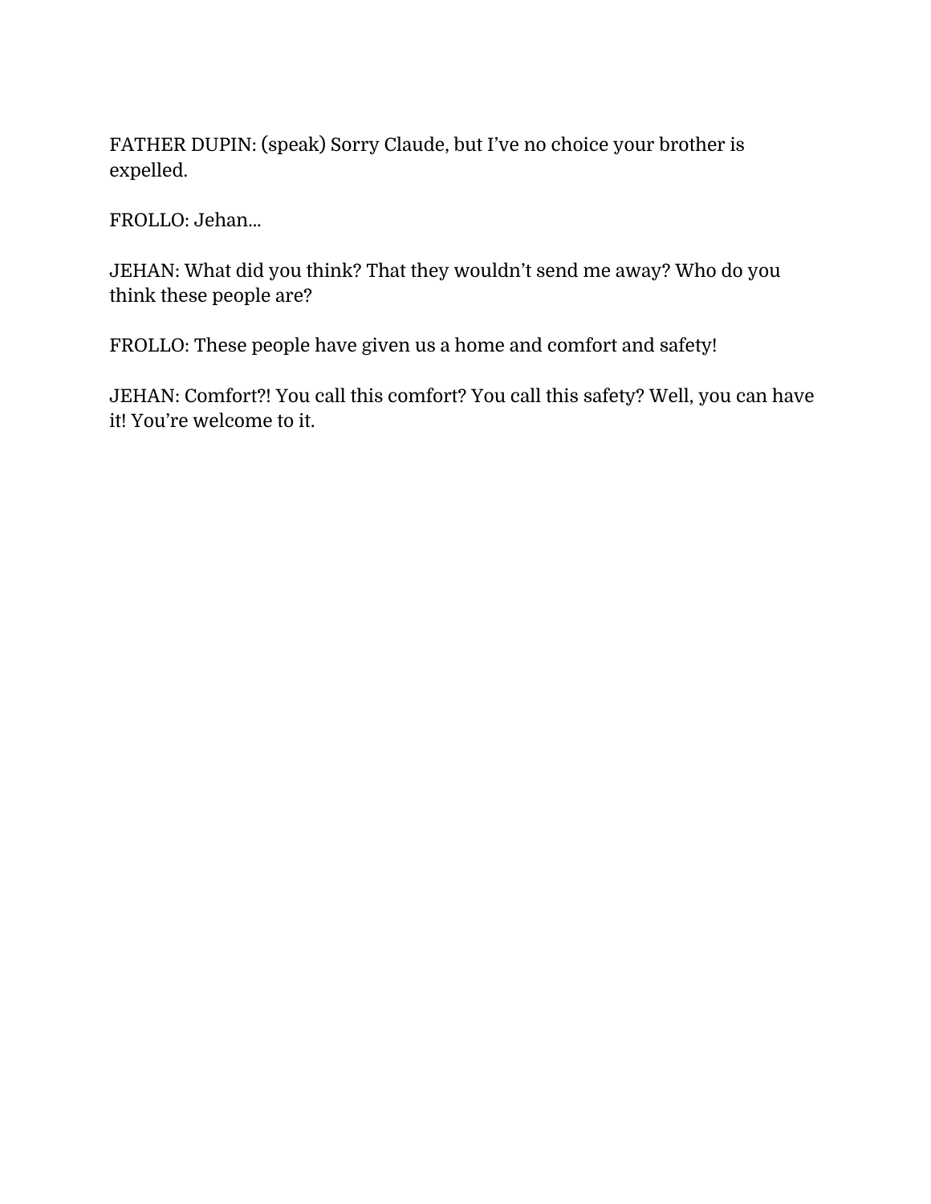FATHER DUPIN: (speak) Sorry Claude, but I've no choice your brother is expelled.

FROLLO: Jehan...

JEHAN: What did you think? That they wouldn't send me away? Who do you think these people are?

FROLLO: These people have given us a home and comfort and safety!

JEHAN: Comfort?! You call this comfort? You call this safety? Well, you can have it! You're welcome to it.